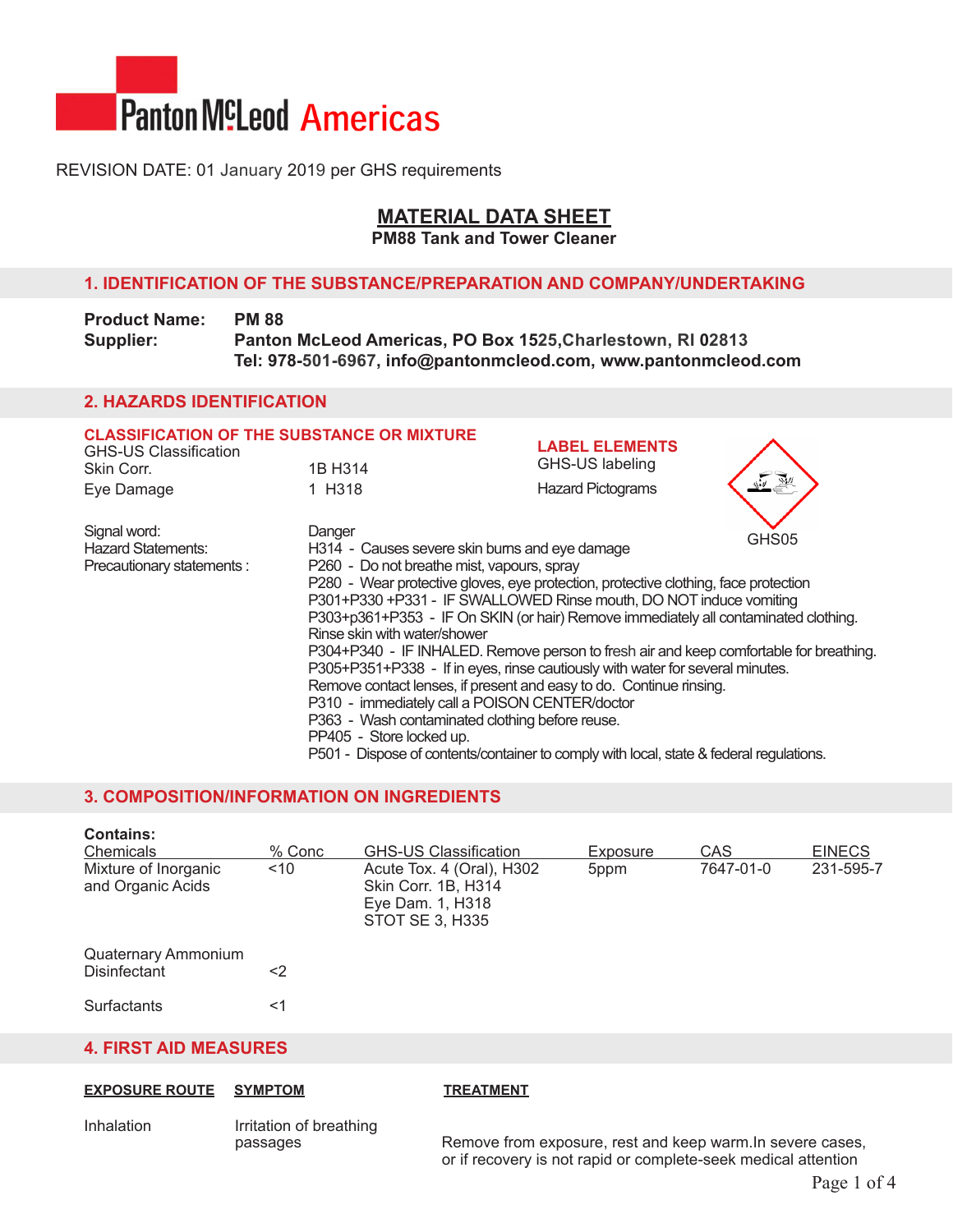Panton McLeod Americas

REVISION DATE: 01 January 2019 per GHS requirements

# MATERIAL DATA SHEET

**PM88 Tank and Tower Cleaner**

## 1. IDENTIFICATION OF THE SUBSTANCE/PREPARATION AND COMPANY/UNDERTAKING

**Product Name:** **PM 88**

**Supplier:** **Panton McLeod Americas, PO Box 1525,Charlestown, RI 02813**
**Tel: 978-501-6967, info@pantonmcleod.com, www.pantonmcleod.com**

## 2. HAZARDS IDENTIFICATION

### CLASSIFICATION OF THE SUBSTANCE OR MIXTURE

GHS-US Classification

| | |
|---|---|
| Skin Corr. | 1B H314 |
| Eye Damage | 1 H318 |

### LABEL ELEMENTS

GHS-US labeling

Hazard Pictograms

GHS05

Signal word: Danger

Hazard Statements: H314 - Causes severe skin burns and eye damage

Precautionary statements :

P260 - Do not breathe mist, vapours, spray
P280 - Wear protective gloves, eye protection, protective clothing, face protection
P301+P330 +P331 - IF SWALLOWED Rinse mouth, DO NOT induce vomiting
P303+p361+P353 - IF On SKIN (or hair) Remove immediately all contaminated clothing. Rinse skin with water/shower
P304+P340 - IF INHALED. Remove person to fresh air and keep comfortable for breathing.
P305+P351+P338 - If in eyes, rinse cautiously with water for several minutes. Remove contact lenses, if present and easy to do. Continue rinsing.
P310 - immediately call a POISON CENTER/doctor
P363 - Wash contaminated clothing before reuse.
PP405 - Store locked up.
P501 - Dispose of contents/container to comply with local, state & federal regulations.

## 3. COMPOSITION/INFORMATION ON INGREDIENTS

**Contains:**

| Chemicals | % Conc | GHS-US Classification | Exposure | CAS | EINECS |
|---|---|---|---|---|---|
| Mixture of Inorganic and Organic Acids | <10 | Acute Tox. 4 (Oral), H302<br>Skin Corr. 1B, H314<br>Eye Dam. 1, H318<br>STOT SE 3, H335 | 5ppm | 7647-01-0 | 231-595-7 |
| Quaternary Ammonium Disinfectant | <2 | | | | |
| Surfactants | <1 | | | | |

## 4. FIRST AID MEASURES

| EXPOSURE ROUTE | SYMPTOM | TREATMENT |
|---|---|---|
| Inhalation | Irritation of breathing passages | Remove from exposure, rest and keep warm.In severe cases, or if recovery is not rapid or complete-seek medical attention |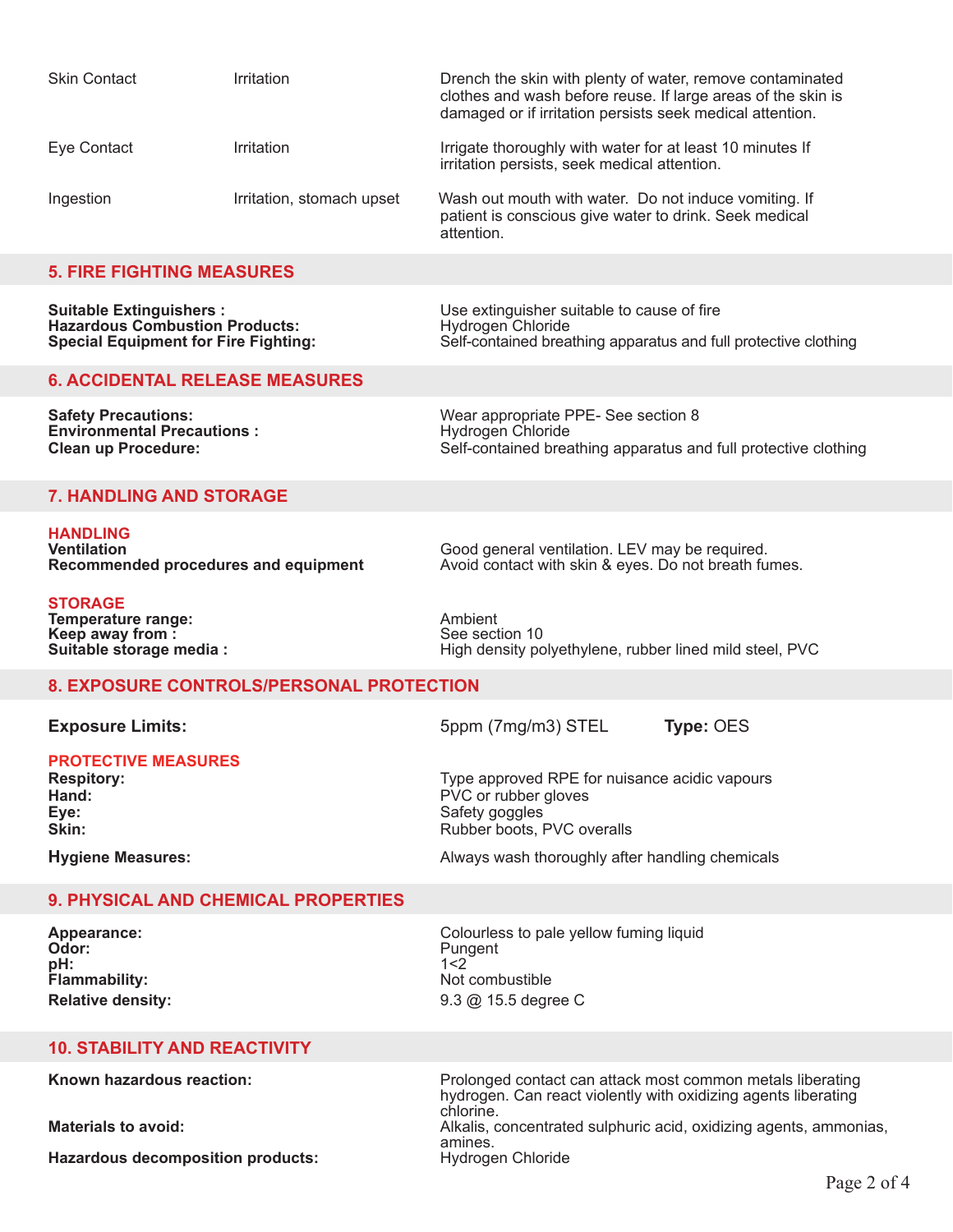| | | |
|---|---|---|
| Skin Contact | Irritation | Drench the skin with plenty of water, remove contaminated clothes and wash before reuse. If large areas of the skin is damaged or if irritation persists seek medical attention. |
| Eye Contact | Irritation | Irrigate thoroughly with water for at least 10 minutes If irritation persists, seek medical attention. |
| Ingestion | Irritation, stomach upset | Wash out mouth with water. Do not induce vomiting. If patient is conscious give water to drink. Seek medical attention. |

## 5. FIRE FIGHTING MEASURES

| | |
|---|---|
| **Suitable Extinguishers :** | Use extinguisher suitable to cause of fire |
| **Hazardous Combustion Products:** | Hydrogen Chloride |
| **Special Equipment for Fire Fighting:** | Self-contained breathing apparatus and full protective clothing |

## 6. ACCIDENTAL RELEASE MEASURES

| | |
|---|---|
| **Safety Precautions:** | Wear appropriate PPE- See section 8 |
| **Environmental Precautions :** | Hydrogen Chloride |
| **Clean up Procedure:** | Self-contained breathing apparatus and full protective clothing |

## 7. HANDLING AND STORAGE

### HANDLING

| | |
|---|---|
| **Ventilation** | Good general ventilation. LEV may be required. |
| **Recommended procedures and equipment** | Avoid contact with skin & eyes. Do not breath fumes. |

### STORAGE

| | |
|---|---|
| **Temperature range:** | Ambient |
| **Keep away from :** | See section 10 |
| **Suitable storage media :** | High density polyethylene, rubber lined mild steel, PVC |

## 8. EXPOSURE CONTROLS/PERSONAL PROTECTION

**Exposure Limits:** 5ppm (7mg/m3) STEL **Type:** OES

### PROTECTIVE MEASURES

| | |
|---|---|
| **Respitory:** | Type approved RPE for nuisance acidic vapours |
| **Hand:** | PVC or rubber gloves |
| **Eye:** | Safety goggles |
| **Skin:** | Rubber boots, PVC overalls |
| **Hygiene Measures:** | Always wash thoroughly after handling chemicals |

## 9. PHYSICAL AND CHEMICAL PROPERTIES

| | |
|---|---|
| **Appearance:** | Colourless to pale yellow fuming liquid |
| **Odor:** | Pungent |
| **pH:** | 1<2 |
| **Flammability:** | Not combustible |
| **Relative density:** | 9.3 @ 15.5 degree C |

## 10. STABILITY AND REACTIVITY

| | |
|---|---|
| **Known hazardous reaction:** | Prolonged contact can attack most common metals liberating hydrogen. Can react violently with oxidizing agents liberating chlorine. |
| **Materials to avoid:** | Alkalis, concentrated sulphuric acid, oxidizing agents, ammonias, amines. |
| **Hazardous decomposition products:** | Hydrogen Chloride |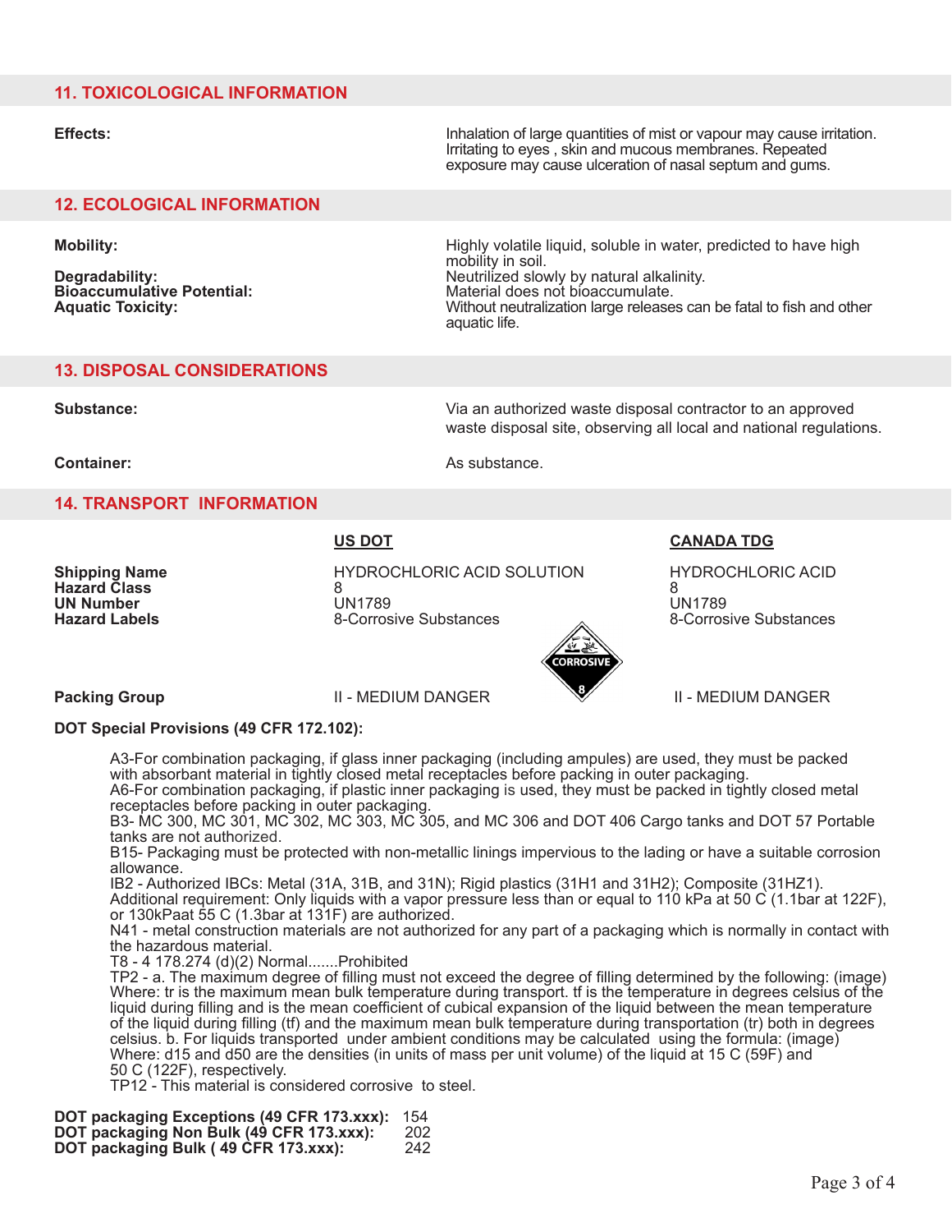## 11. TOXICOLOGICAL INFORMATION

| | |
|---|---|
| **Effects:** | Inhalation of large quantities of mist or vapour may cause irritation. Irritating to eyes , skin and mucous membranes. Repeated exposure may cause ulceration of nasal septum and gums. |

## 12. ECOLOGICAL INFORMATION

| | |
|---|---|
| **Mobility:** | Highly volatile liquid, soluble in water, predicted to have high mobility in soil. |
| **Degradability:** | Neutrilized slowly by natural alkalinity. |
| **Bioaccumulative Potential:** | Material does not bioaccumulate. |
| **Aquatic Toxicity:** | Without neutralization large releases can be fatal to fish and other aquatic life. |

## 13. DISPOSAL CONSIDERATIONS

| | |
|---|---|
| **Substance:** | Via an authorized waste disposal contractor to an approved waste disposal site, observing all local and national regulations. |
| **Container:** | As substance. |

## 14. TRANSPORT INFORMATION

| | US DOT | CANADA TDG |
|---|---|---|
| **Shipping Name** | HYDROCHLORIC ACID SOLUTION | HYDROCHLORIC ACID |
| **Hazard Class** | 8 | 8 |
| **UN Number** | UN1789 | UN1789 |
| **Hazard Labels** | 8-Corrosive Substances | 8-Corrosive Substances |
| **Packing Group** | II - MEDIUM DANGER | II - MEDIUM DANGER |

CORROSIVE 8

**DOT Special Provisions (49 CFR 172.102):**

A3-For combination packaging, if glass inner packaging (including ampules) are used, they must be packed with absorbant material in tightly closed metal receptacles before packing in outer packaging.
A6-For combination packaging, if plastic inner packaging is used, they must be packed in tightly closed metal receptacles before packing in outer packaging.
B3- MC 300, MC 301, MC 302, MC 303, MC 305, and MC 306 and DOT 406 Cargo tanks and DOT 57 Portable tanks are not authorized.
B15- Packaging must be protected with non-metallic linings impervious to the lading or have a suitable corrosion allowance.
IB2 - Authorized IBCs: Metal (31A, 31B, and 31N); Rigid plastics (31H1 and 31H2); Composite (31HZ1). Additional requirement: Only liquids with a vapor pressure less than or equal to 110 kPa at 50 C (1.1bar at 122F), or 130kPaat 55 C (1.3bar at 131F) are authorized.
N41 - metal construction materials are not authorized for any part of a packaging which is normally in contact with the hazardous material.
T8 - 4 178.274 (d)(2) Normal.......Prohibited
TP2 - a. The maximum degree of filling must not exceed the degree of filling determined by the following: (image) Where: tr is the maximum mean bulk temperature during transport. tf is the temperature in degrees celsius of the liquid during filling and is the mean coefficient of cubical expansion of the liquid between the mean temperature of the liquid during filling (tf) and the maximum mean bulk temperature during transportation (tr) both in degrees celsius. b. For liquids transported under ambient conditions may be calculated using the formula: (image) Where: d15 and d50 are the densities (in units of mass per unit volume) of the liquid at 15 C (59F) and 50 C (122F), respectively.
TP12 - This material is considered corrosive to steel.

**DOT packaging Exceptions (49 CFR 173.xxx):** 154
**DOT packaging Non Bulk (49 CFR 173.xxx):** 202
**DOT packaging Bulk ( 49 CFR 173.xxx):** 242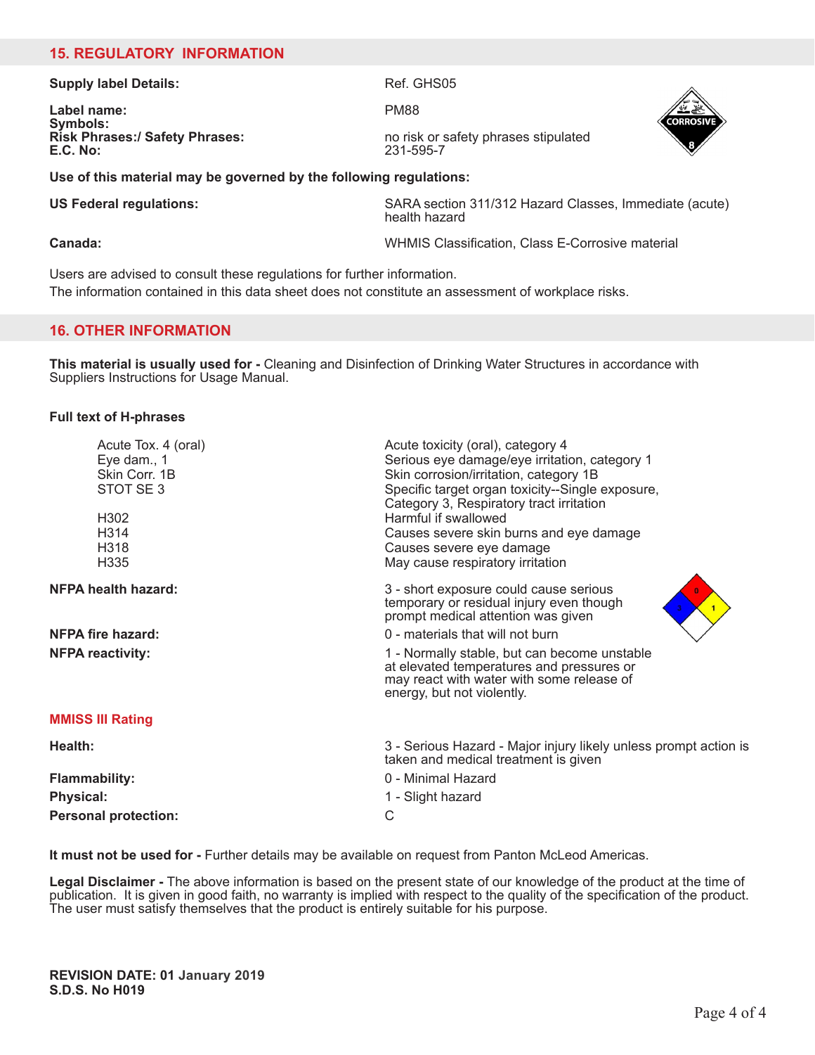## 15. REGULATORY INFORMATION

| | |
|---|---|
| **Supply label Details:** | Ref. GHS05 |
| **Label name:** | PM88 |
| **Symbols:** | |
| **Risk Phrases:/ Safety Phrases:** | no risk or safety phrases stipulated |
| **E.C. No:** | 231-595-7 |

**Use of this material may be governed by the following regulations:**

| | |
|---|---|
| **US Federal regulations:** | SARA section 311/312 Hazard Classes, Immediate (acute) health hazard |
| **Canada:** | WHMIS Classification, Class E-Corrosive material |

Users are advised to consult these regulations for further information.
The information contained in this data sheet does not constitute an assessment of workplace risks.

## 16. OTHER INFORMATION

**This material is usually used for -** Cleaning and Disinfection of Drinking Water Structures in accordance with Suppliers Instructions for Usage Manual.

**Full text of H-phrases**

| | |
|---|---|
| Acute Tox. 4 (oral) | Acute toxicity (oral), category 4 |
| Eye dam., 1 | Serious eye damage/eye irritation, category 1 |
| Skin Corr. 1B | Skin corrosion/irritation, category 1B |
| STOT SE 3 | Specific target organ toxicity--Single exposure, Category 3, Respiratory tract irritation |
| H302 | Harmful if swallowed |
| H314 | Causes severe skin burns and eye damage |
| H318 | Causes severe eye damage |
| H335 | May cause respiratory irritation |

| | |
|---|---|
| **NFPA health hazard:** | 3 - short exposure could cause serious temporary or residual injury even though prompt medical attention was given |
| **NFPA fire hazard:** | 0 - materials that will not burn |
| **NFPA reactivity:** | 1 - Normally stable, but can become unstable at elevated temperatures and pressures or may react with water with some release of energy, but not violently. |

### MMISS III Rating

| | |
|---|---|
| **Health:** | 3 - Serious Hazard - Major injury likely unless prompt action is taken and medical treatment is given |
| **Flammability:** | 0 - Minimal Hazard |
| **Physical:** | 1 - Slight hazard |
| **Personal protection:** | C |

**It must not be used for -** Further details may be available on request from Panton McLeod Americas.

**Legal Disclaimer -** The above information is based on the present state of our knowledge of the product at the time of publication. It is given in good faith, no warranty is implied with respect to the quality of the specification of the product. The user must satisfy themselves that the product is entirely suitable for his purpose.

**REVISION DATE: 01 January 2019**
**S.D.S. No H019**